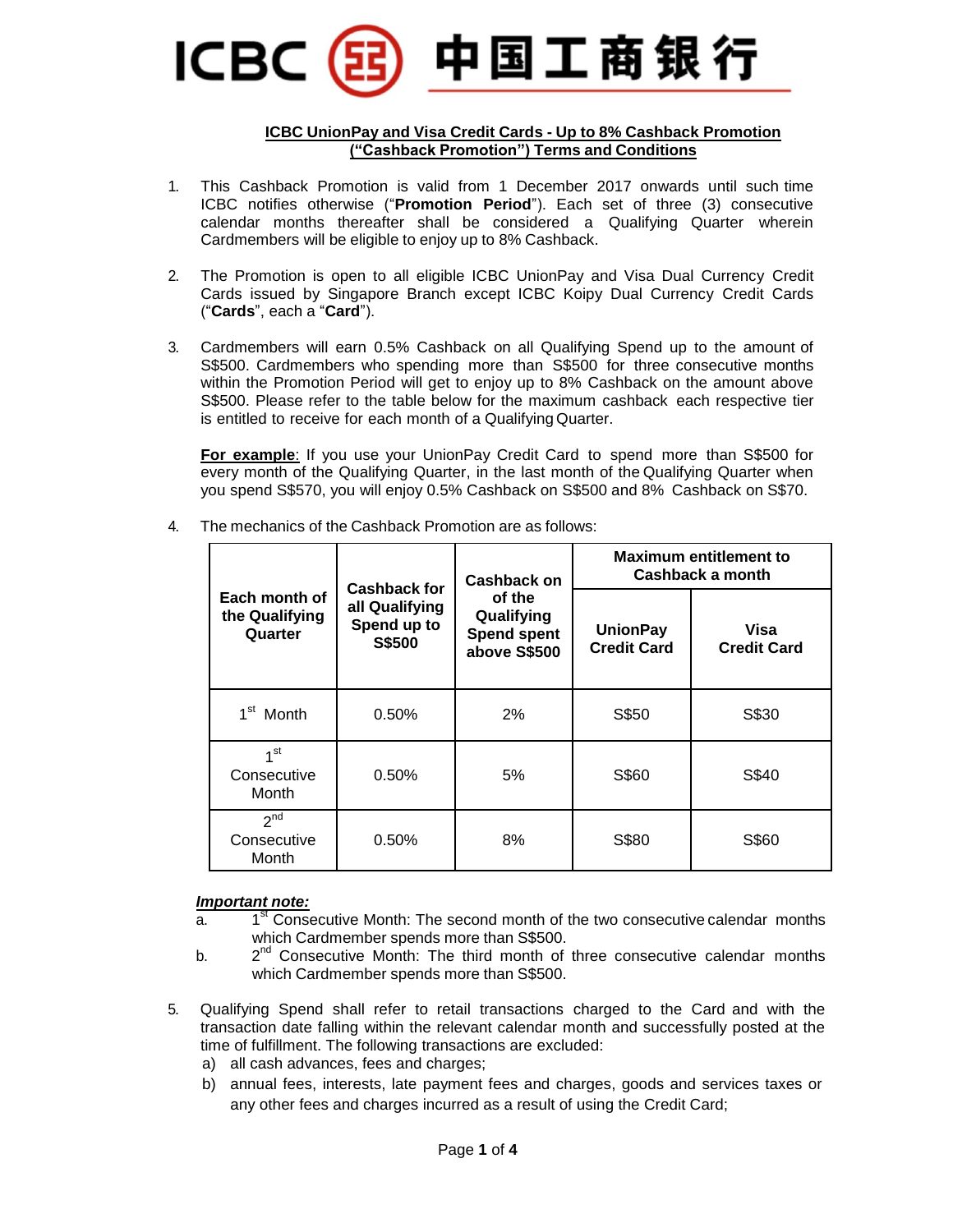ICBC 中国工商银行

**ICBC UnionPay and Visa Credit Cards - Up to 8% Cashback Promotion ("Cashback Promotion") Terms and Conditions**

1. This Cashback Promotion is valid from 1 December 2017 onwards until such time ICBC notifies otherwise ("**Promotion Period**"). Each set of three (3) consecutive calendar months thereafter shall be considered a Qualifying Quarter wherein Cardmembers will be eligible to enjoy up to 8% Cashback.

2. The Promotion is open to all eligible ICBC UnionPay and Visa Dual Currency Credit Cards issued by Singapore Branch except ICBC Koipy Dual Currency Credit Cards ("**Cards**", each a "**Card**").

3. Cardmembers will earn 0.5% Cashback on all Qualifying Spend up to the amount of S$500. Cardmembers who spending more than S$500 for three consecutive months within the Promotion Period will get to enjoy up to 8% Cashback on the amount above S$500. Please refer to the table below for the maximum cashback each respective tier is entitled to receive for each month of a Qualifying Quarter.

   **For example**: If you use your UnionPay Credit Card to spend more than S$500 for every month of the Qualifying Quarter, in the last month of the Qualifying Quarter when you spend S$570, you will enjoy 0.5% Cashback on S$500 and 8% Cashback on S$70.

4. The mechanics of the Cashback Promotion are as follows:

| Each month of the Qualifying Quarter | Cashback for all Qualifying Spend up to S$500 | Cashback on of the Qualifying Spend spent above S$500 | Maximum entitlement to Cashback a month | |
|---|---|---|---|---|
| | | | UnionPay Credit Card | Visa Credit Card |
| 1st Month | 0.50% | 2% | S$50 | S$30 |
| 1st Consecutive Month | 0.50% | 5% | S$60 | S$40 |
| 2nd Consecutive Month | 0.50% | 8% | S$80 | S$60 |

***Important note:***

a. 1st Consecutive Month: The second month of the two consecutive calendar months which Cardmember spends more than S$500.

b. 2nd Consecutive Month: The third month of three consecutive calendar months which Cardmember spends more than S$500.

5. Qualifying Spend shall refer to retail transactions charged to the Card and with the transaction date falling within the relevant calendar month and successfully posted at the time of fulfillment. The following transactions are excluded:
   a) all cash advances, fees and charges;
   b) annual fees, interests, late payment fees and charges, goods and services taxes or any other fees and charges incurred as a result of using the Credit Card;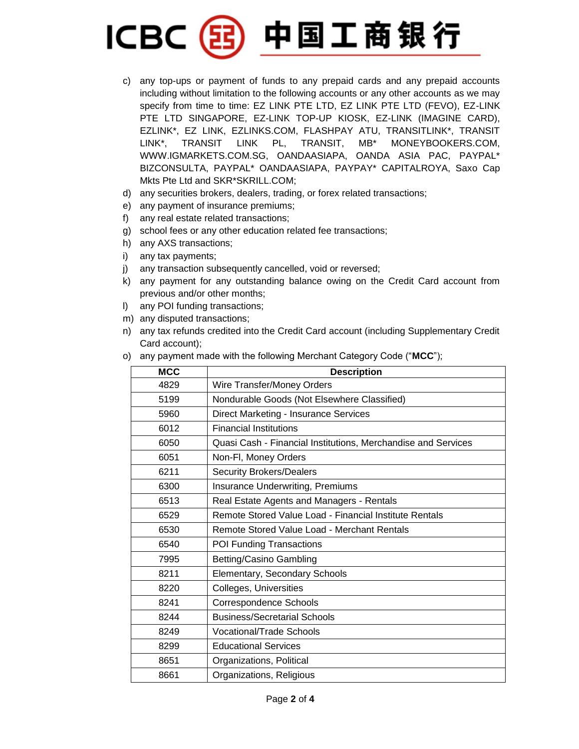c) any top-ups or payment of funds to any prepaid cards and any prepaid accounts including without limitation to the following accounts or any other accounts as we may specify from time to time: EZ LINK PTE LTD, EZ LINK PTE LTD (FEVO), EZ-LINK PTE LTD SINGAPORE, EZ-LINK TOP-UP KIOSK, EZ-LINK (IMAGINE CARD), EZLINK*, EZ LINK, EZLINKS.COM, FLASHPAY ATU, TRANSITLINK*, TRANSIT LINK*, TRANSIT LINK PL, TRANSIT, MB* MONEYBOOKERS.COM, WWW.IGMARKETS.COM.SG, OANDAASIAPA, OANDA ASIA PAC, PAYPAL* BIZCONSULTA, PAYPAL* OANDAASIAPA, PAYPAY* CAPITALROYA, Saxo Cap Mkts Pte Ltd and SKR*SKRILL.COM;

d) any securities brokers, dealers, trading, or forex related transactions;

e) any payment of insurance premiums;

f) any real estate related transactions;

g) school fees or any other education related fee transactions;

h) any AXS transactions;

i) any tax payments;

j) any transaction subsequently cancelled, void or reversed;

k) any payment for any outstanding balance owing on the Credit Card account from previous and/or other months;

l) any POI funding transactions;

m) any disputed transactions;

n) any tax refunds credited into the Credit Card account (including Supplementary Credit Card account);

o) any payment made with the following Merchant Category Code ("**MCC**");

| MCC | Description |
|---|---|
| 4829 | Wire Transfer/Money Orders |
| 5199 | Nondurable Goods (Not Elsewhere Classified) |
| 5960 | Direct Marketing - Insurance Services |
| 6012 | Financial Institutions |
| 6050 | Quasi Cash - Financial Institutions, Merchandise and Services |
| 6051 | Non-FI, Money Orders |
| 6211 | Security Brokers/Dealers |
| 6300 | Insurance Underwriting, Premiums |
| 6513 | Real Estate Agents and Managers - Rentals |
| 6529 | Remote Stored Value Load - Financial Institute Rentals |
| 6530 | Remote Stored Value Load - Merchant Rentals |
| 6540 | POI Funding Transactions |
| 7995 | Betting/Casino Gambling |
| 8211 | Elementary, Secondary Schools |
| 8220 | Colleges, Universities |
| 8241 | Correspondence Schools |
| 8244 | Business/Secretarial Schools |
| 8249 | Vocational/Trade Schools |
| 8299 | Educational Services |
| 8651 | Organizations, Political |
| 8661 | Organizations, Religious |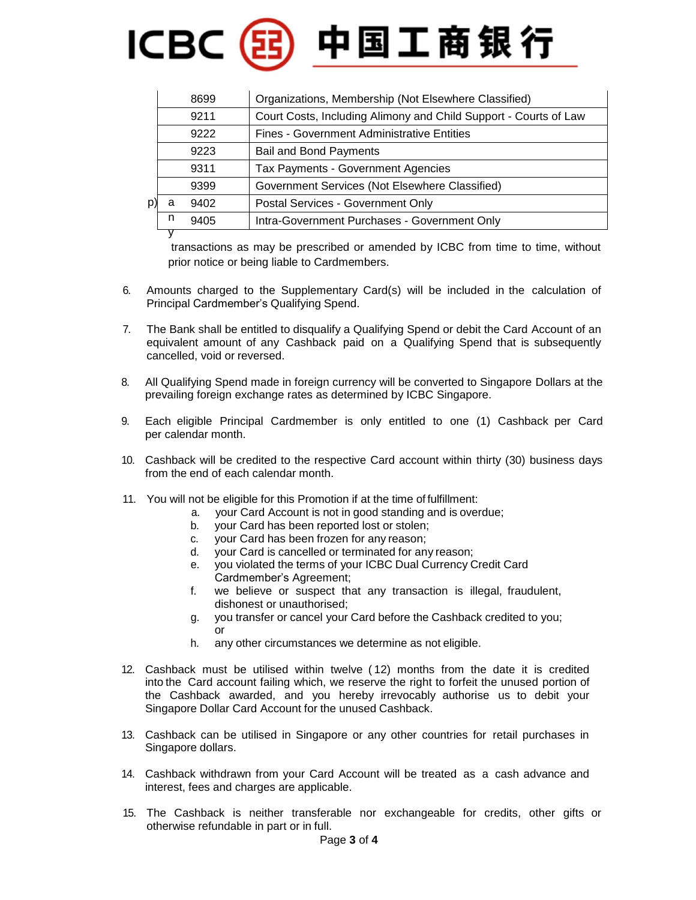| | 8699 | Organizations, Membership (Not Elsewhere Classified) |
|---|---|---|
| | 9211 | Court Costs, Including Alimony and Child Support - Courts of Law |
| | 9222 | Fines - Government Administrative Entities |
| | 9223 | Bail and Bond Payments |
| | 9311 | Tax Payments - Government Agencies |
| | 9399 | Government Services (Not Elsewhere Classified) |
| | 9402 | Postal Services - Government Only |
| | 9405 | Intra-Government Purchases - Government Only |

p) any transactions as may be prescribed or amended by ICBC from time to time, without prior notice or being liable to Cardmembers.

6. Amounts charged to the Supplementary Card(s) will be included in the calculation of Principal Cardmember's Qualifying Spend.

7. The Bank shall be entitled to disqualify a Qualifying Spend or debit the Card Account of an equivalent amount of any Cashback paid on a Qualifying Spend that is subsequently cancelled, void or reversed.

8. All Qualifying Spend made in foreign currency will be converted to Singapore Dollars at the prevailing foreign exchange rates as determined by ICBC Singapore.

9. Each eligible Principal Cardmember is only entitled to one (1) Cashback per Card per calendar month.

10. Cashback will be credited to the respective Card account within thirty (30) business days from the end of each calendar month.

11. You will not be eligible for this Promotion if at the time of fulfillment:
    a. your Card Account is not in good standing and is overdue;
    b. your Card has been reported lost or stolen;
    c. your Card has been frozen for any reason;
    d. your Card is cancelled or terminated for any reason;
    e. you violated the terms of your ICBC Dual Currency Credit Card Cardmember's Agreement;
    f. we believe or suspect that any transaction is illegal, fraudulent, dishonest or unauthorised;
    g. you transfer or cancel your Card before the Cashback credited to you; or
    h. any other circumstances we determine as not eligible.

12. Cashback must be utilised within twelve (12) months from the date it is credited into the Card account failing which, we reserve the right to forfeit the unused portion of the Cashback awarded, and you hereby irrevocably authorise us to debit your Singapore Dollar Card Account for the unused Cashback.

13. Cashback can be utilised in Singapore or any other countries for retail purchases in Singapore dollars.

14. Cashback withdrawn from your Card Account will be treated as a cash advance and interest, fees and charges are applicable.

15. The Cashback is neither transferable nor exchangeable for credits, other gifts or otherwise refundable in part or in full.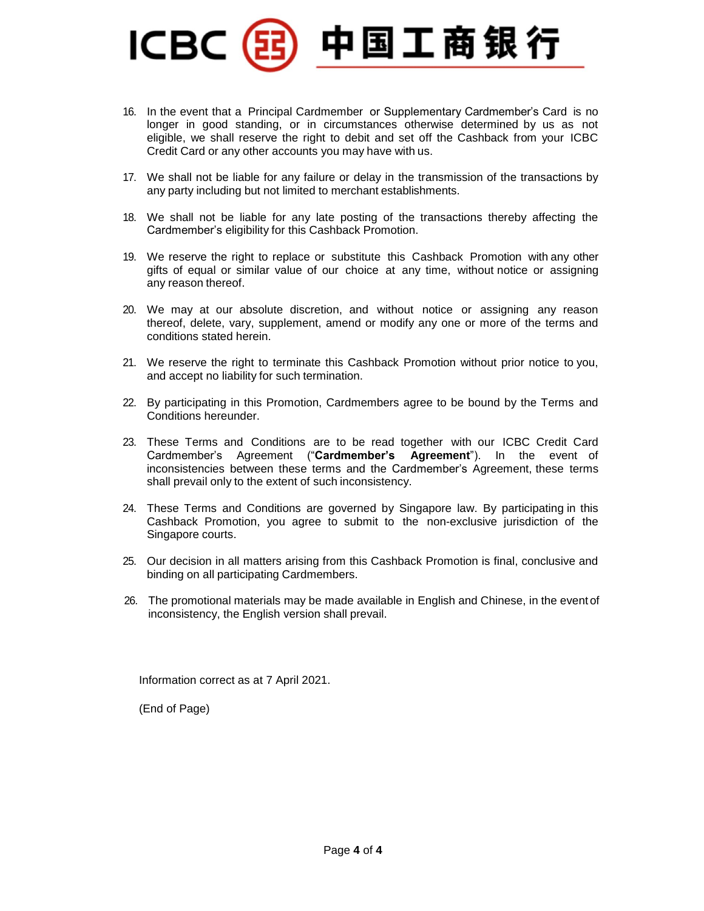16. In the event that a Principal Cardmember or Supplementary Cardmember's Card is no longer in good standing, or in circumstances otherwise determined by us as not eligible, we shall reserve the right to debit and set off the Cashback from your ICBC Credit Card or any other accounts you may have with us.

17. We shall not be liable for any failure or delay in the transmission of the transactions by any party including but not limited to merchant establishments.

18. We shall not be liable for any late posting of the transactions thereby affecting the Cardmember's eligibility for this Cashback Promotion.

19. We reserve the right to replace or substitute this Cashback Promotion with any other gifts of equal or similar value of our choice at any time, without notice or assigning any reason thereof.

20. We may at our absolute discretion, and without notice or assigning any reason thereof, delete, vary, supplement, amend or modify any one or more of the terms and conditions stated herein.

21. We reserve the right to terminate this Cashback Promotion without prior notice to you, and accept no liability for such termination.

22. By participating in this Promotion, Cardmembers agree to be bound by the Terms and Conditions hereunder.

23. These Terms and Conditions are to be read together with our ICBC Credit Card Cardmember's Agreement ("**Cardmember's Agreement**"). In the event of inconsistencies between these terms and the Cardmember's Agreement, these terms shall prevail only to the extent of such inconsistency.

24. These Terms and Conditions are governed by Singapore law. By participating in this Cashback Promotion, you agree to submit to the non-exclusive jurisdiction of the Singapore courts.

25. Our decision in all matters arising from this Cashback Promotion is final, conclusive and binding on all participating Cardmembers.

26. The promotional materials may be made available in English and Chinese, in the event of inconsistency, the English version shall prevail.

Information correct as at 7 April 2021.

(End of Page)